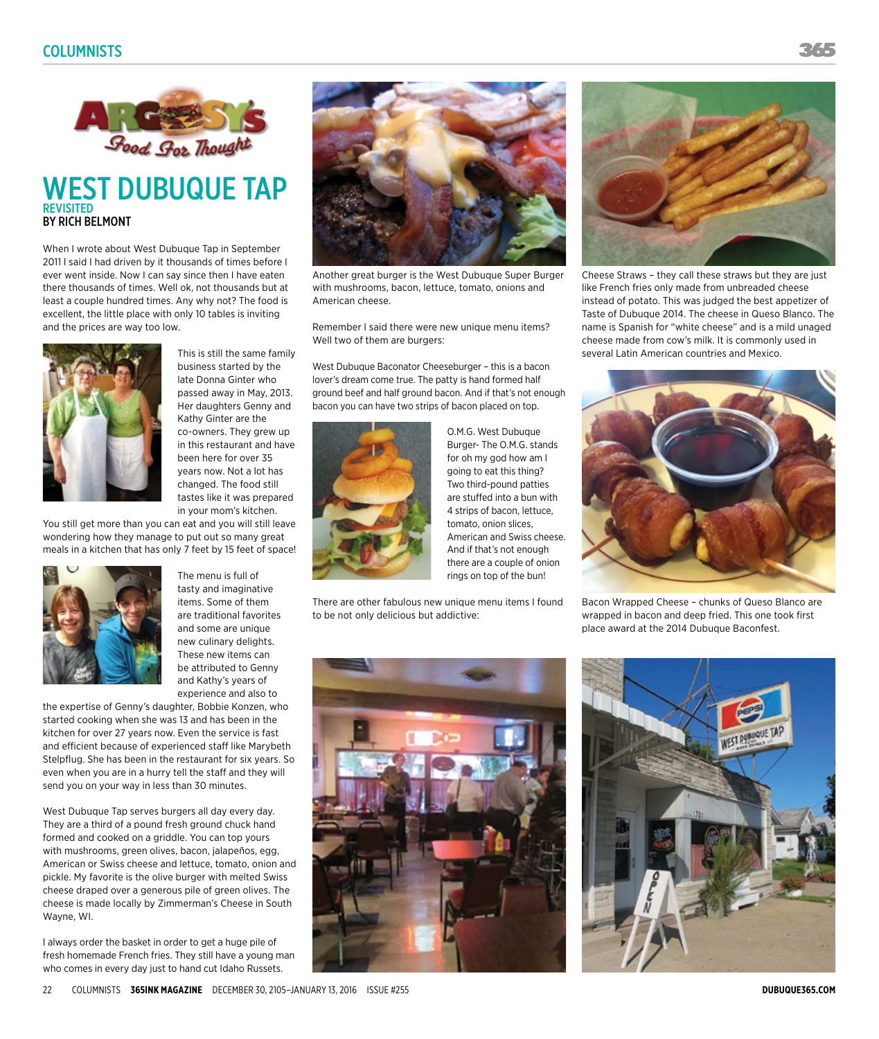# WEST DUBUQUE TAP

## REVISITED

**BY RICH BELMONT**

When I wrote about West Dubuque Tap in September 2011 I said I had driven by it thousands of times before I ever went inside. Now I can say since then I have eaten there thousands of times. Well ok, not thousands but at least a couple hundred times. Any why not? The food is excellent, the little place with only 10 tables is inviting and the prices are way too low.

This is still the same family business started by the late Donna Ginter who passed away in May, 2013. Her daughters Genny and Kathy Ginter are the co-owners. They grew up in this restaurant and have been here for over 35 years now. Not a lot has changed. The food still tastes like it was prepared in your mom's kitchen. You still get more than you can eat and you will still leave wondering how they manage to put out so many great meals in a kitchen that has only 7 feet by 15 feet of space!

The menu is full of tasty and imaginative items. Some of them are traditional favorites and some are unique new culinary delights. These new items can be attributed to Genny and Kathy's years of experience and also to the expertise of Genny's daughter, Bobbie Konzen, who started cooking when she was 13 and has been in the kitchen for over 27 years now. Even the service is fast and efficient because of experienced staff like Marybeth Stelpflug. She has been in the restaurant for six years. So even when you are in a hurry tell the staff and they will send you on your way in less than 30 minutes.

West Dubuque Tap serves burgers all day every day. They are a third of a pound fresh ground chuck hand formed and cooked on a griddle. You can top yours with mushrooms, green olives, bacon, jalapeños, egg, American or Swiss cheese and lettuce, tomato, onion and pickle. My favorite is the olive burger with melted Swiss cheese draped over a generous pile of green olives. The cheese is made locally by Zimmerman's Cheese in South Wayne, WI.

I always order the basket in order to get a huge pile of fresh homemade French fries. They still have a young man who comes in every day just to hand cut Idaho Russets.

Another great burger is the West Dubuque Super Burger with mushrooms, bacon, lettuce, tomato, onions and American cheese.

Remember I said there were new unique menu items? Well two of them are burgers:

West Dubuque Baconator Cheeseburger – this is a bacon lover's dream come true. The patty is hand formed half ground beef and half ground bacon. And if that's not enough bacon you can have two strips of bacon placed on top.

O.M.G. West Dubuque Burger- The O.M.G. stands for oh my god how am I going to eat this thing? Two third-pound patties are stuffed into a bun with 4 strips of bacon, lettuce, tomato, onion slices, American and Swiss cheese. And if that's not enough there are a couple of onion rings on top of the bun!

There are other fabulous new unique menu items I found to be not only delicious but addictive:

Cheese Straws – they call these straws but they are just like French fries only made from unbreaded cheese instead of potato. This was judged the best appetizer of Taste of Dubuque 2014. The cheese in Queso Blanco. The name is Spanish for "white cheese" and is a mild unaged cheese made from cow's milk. It is commonly used in several Latin American countries and Mexico.

Bacon Wrapped Cheese – chunks of Queso Blanco are wrapped in bacon and deep fried. This one took first place award at the 2014 Dubuque Baconfest.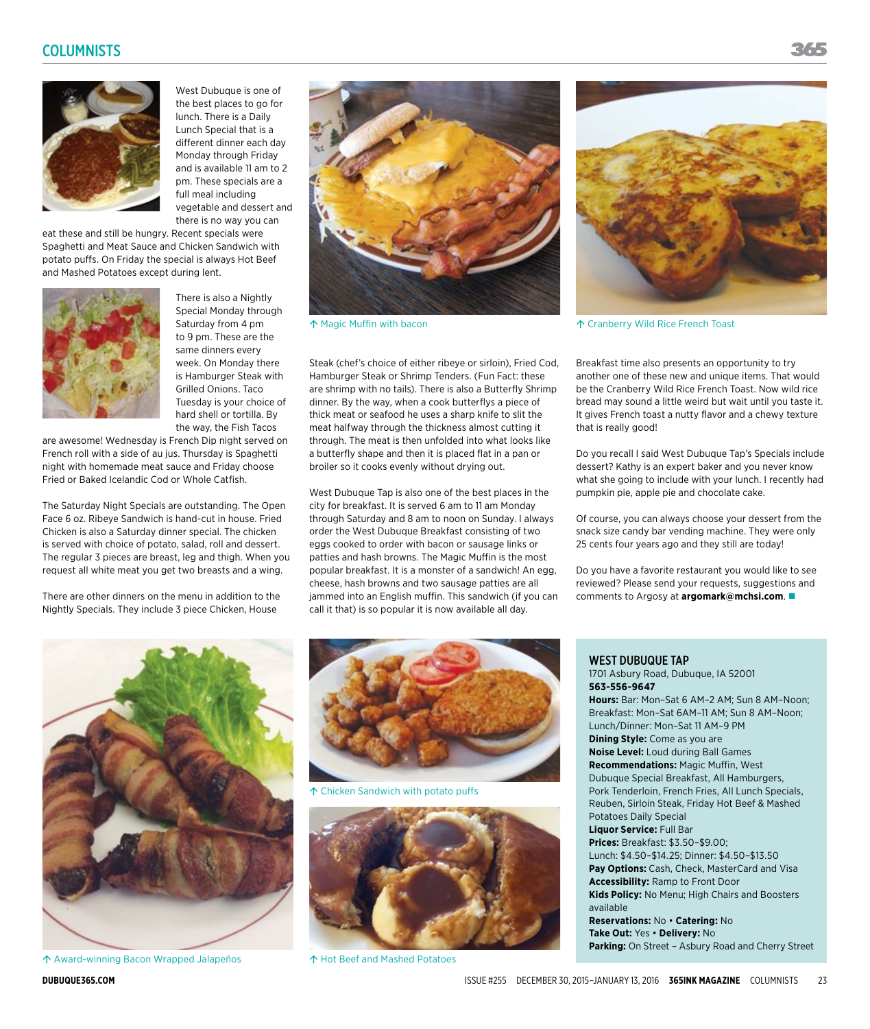West Dubuque is one of the best places to go for lunch. There is a Daily Lunch Special that is a different dinner each day Monday through Friday and is available 11 am to 2 pm. These specials are a full meal including vegetable and dessert and there is no way you can eat these and still be hungry. Recent specials were Spaghetti and Meat Sauce and Chicken Sandwich with potato puffs. On Friday the special is always Hot Beef and Mashed Potatoes except during lent.

There is also a Nightly Special Monday through Saturday from 4 pm to 9 pm. These are the same dinners every week. On Monday there is Hamburger Steak with Grilled Onions. Taco Tuesday is your choice of hard shell or tortilla. By the way, the Fish Tacos are awesome! Wednesday is French Dip night served on French roll with a side of au jus. Thursday is Spaghetti night with homemade meat sauce and Friday choose Fried or Baked Icelandic Cod or Whole Catfish.

The Saturday Night Specials are outstanding. The Open Face 6 oz. Ribeye Sandwich is hand-cut in house. Fried Chicken is also a Saturday dinner special. The chicken is served with choice of potato, salad, roll and dessert. The regular 3 pieces are breast, leg and thigh. When you request all white meat you get two breasts and a wing.

There are other dinners on the menu in addition to the Nightly Specials. They include 3 piece Chicken, House Steak (chef's choice of either ribeye or sirloin), Fried Cod, Hamburger Steak or Shrimp Tenders. (Fun Fact: these are shrimp with no tails). There is also a Butterfly Shrimp dinner. By the way, when a cook butterflys a piece of thick meat or seafood he uses a sharp knife to slit the meat halfway through the thickness almost cutting it through. The meat is then unfolded into what looks like a butterfly shape and then it is placed flat in a pan or broiler so it cooks evenly without drying out.

West Dubuque Tap is also one of the best places in the city for breakfast. It is served 6 am to 11 am Monday through Saturday and 8 am to noon on Sunday. I always order the West Dubuque Breakfast consisting of two eggs cooked to order with bacon or sausage links or patties and hash browns. The Magic Muffin is the most popular breakfast. It is a monster of a sandwich! An egg, cheese, hash browns and two sausage patties are all jammed into an English muffin. This sandwich (if you can call it that) is so popular it is now available all day.

↑ Magic Muffin with bacon

↑ Cranberry Wild Rice French Toast

Breakfast time also presents an opportunity to try another one of these new and unique items. That would be the Cranberry Wild Rice French Toast. Now wild rice bread may sound a little weird but wait until you taste it. It gives French toast a nutty flavor and a chewy texture that is really good!

Do you recall I said West Dubuque Tap's Specials include dessert? Kathy is an expert baker and you never know what she going to include with your lunch. I recently had pumpkin pie, apple pie and chocolate cake.

Of course, you can always choose your dessert from the snack size candy bar vending machine. They were only 25 cents four years ago and they still are today!

Do you have a favorite restaurant you would like to see reviewed? Please send your requests, suggestions and comments to Argosy at **argomark@mchsi.com**. ■

↑ Award-winning Bacon Wrapped Jalapeños

↑ Chicken Sandwich with potato puffs

↑ Hot Beef and Mashed Potatoes

## WEST DUBUQUE TAP

1701 Asbury Road, Dubuque, IA 52001
**563-556-9647**
**Hours:** Bar: Mon–Sat 6 AM–2 AM; Sun 8 AM–Noon; Breakfast: Mon–Sat 6AM–11 AM; Sun 8 AM–Noon; Lunch/Dinner: Mon–Sat 11 AM–9 PM
**Dining Style:** Come as you are
**Noise Level:** Loud during Ball Games
**Recommendations:** Magic Muffin, West Dubuque Special Breakfast, All Hamburgers, Pork Tenderloin, French Fries, All Lunch Specials, Reuben, Sirloin Steak, Friday Hot Beef & Mashed Potatoes Daily Special
**Liquor Service:** Full Bar
**Prices:** Breakfast: $3.50–$9.00; Lunch: $4.50–$14.25; Dinner: $4.50–$13.50
**Pay Options:** Cash, Check, MasterCard and Visa
**Accessibility:** Ramp to Front Door
**Kids Policy:** No Menu; High Chairs and Boosters available
**Reservations:** No • **Catering:** No
**Take Out:** Yes • **Delivery:** No
**Parking:** On Street – Asbury Road and Cherry Street